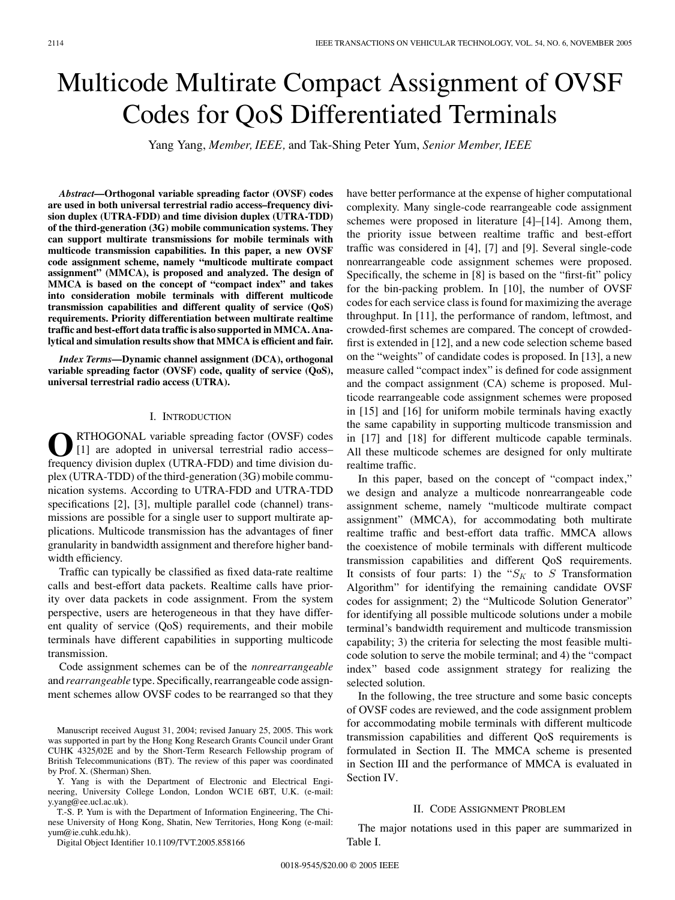# Multicode Multirate Compact Assignment of OVSF Codes for QoS Differentiated Terminals

Yang Yang, *Member, IEEE,* and Tak-Shing Peter Yum, *Senior Member, IEEE*

***Abstract*—Orthogonal variable spreading factor (OVSF) codes are used in both universal terrestrial radio access–frequency division duplex (UTRA-FDD) and time division duplex (UTRA-TDD) of the third-generation (3G) mobile communication systems. They can support multirate transmissions for mobile terminals with multicode transmission capabilities. In this paper, a new OVSF code assignment scheme, namely "multicode multirate compact assignment" (MMCA), is proposed and analyzed. The design of MMCA is based on the concept of "compact index" and takes into consideration mobile terminals with different multicode transmission capabilities and different quality of service (QoS) requirements. Priority differentiation between multirate realtime traffic and best-effort data traffic is also supported in MMCA. Analytical and simulation results show that MMCA is efficient and fair.**

***Index Terms*—Dynamic channel assignment (DCA), orthogonal variable spreading factor (OVSF) code, quality of service (QoS), universal terrestrial radio access (UTRA).**

## I. Introduction

Orthogonal variable spreading factor (OVSF) codes [1] are adopted in universal terrestrial radio access–frequency division duplex (UTRA-FDD) and time division duplex (UTRA-TDD) of the third-generation (3G) mobile communication systems. According to UTRA-FDD and UTRA-TDD specifications [2], [3], multiple parallel code (channel) transmissions are possible for a single user to support multirate applications. Multicode transmission has the advantages of finer granularity in bandwidth assignment and therefore higher bandwidth efficiency.

Traffic can typically be classified as fixed data-rate realtime calls and best-effort data packets. Realtime calls have priority over data packets in code assignment. From the system perspective, users are heterogeneous in that they have different quality of service (QoS) requirements, and their mobile terminals have different capabilities in supporting multicode transmission.

Code assignment schemes can be of the *nonrearrangeable* and *rearrangeable* type. Specifically, rearrangeable code assignment schemes allow OVSF codes to be rearranged so that they have better performance at the expense of higher computational complexity. Many single-code rearrangeable code assignment schemes were proposed in literature [4]–[14]. Among them, the priority issue between realtime traffic and best-effort traffic was considered in [4], [7] and [9]. Several single-code nonrearrangeable code assignment schemes were proposed. Specifically, the scheme in [8] is based on the "first-fit" policy for the bin-packing problem. In [10], the number of OVSF codes for each service class is found for maximizing the average throughput. In [11], the performance of random, leftmost, and crowded-first schemes are compared. The concept of crowded-first is extended in [12], and a new code selection scheme based on the "weights" of candidate codes is proposed. In [13], a new measure called "compact index" is defined for code assignment and the compact assignment (CA) scheme is proposed. Multicode rearrangeable code assignment schemes were proposed in [15] and [16] for uniform mobile terminals having exactly the same capability in supporting multicode transmission and in [17] and [18] for different multicode capable terminals. All these multicode schemes are designed for only multirate realtime traffic.

In this paper, based on the concept of "compact index," we design and analyze a multicode nonrearrangeable code assignment scheme, namely "multicode multirate compact assignment" (MMCA), for accommodating both multirate realtime traffic and best-effort data traffic. MMCA allows the coexistence of mobile terminals with different multicode transmission capabilities and different QoS requirements. It consists of four parts: 1) the "$S_K$ to $S$ Transformation Algorithm" for identifying the remaining candidate OVSF codes for assignment; 2) the "Multicode Solution Generator" for identifying all possible multicode solutions under a mobile terminal's bandwidth requirement and multicode transmission capability; 3) the criteria for selecting the most feasible multicode solution to serve the mobile terminal; and 4) the "compact index" based code assignment strategy for realizing the selected solution.

In the following, the tree structure and some basic concepts of OVSF codes are reviewed, and the code assignment problem for accommodating mobile terminals with different multicode transmission capabilities and different QoS requirements is formulated in Section II. The MMCA scheme is presented in Section III and the performance of MMCA is evaluated in Section IV.

## II. Code Assignment Problem

The major notations used in this paper are summarized in Table I.

Manuscript received August 31, 2004; revised January 25, 2005. This work was supported in part by the Hong Kong Research Grants Council under Grant CUHK 4325/02E and by the Short-Term Research Fellowship program of British Telecommunications (BT). The review of this paper was coordinated by Prof. X. (Sherman) Shen.

Y. Yang is with the Department of Electronic and Electrical Engineering, University College London, London WC1E 6BT, U.K. (e-mail: y.yang@ee.ucl.ac.uk).

T.-S. P. Yum is with the Department of Information Engineering, The Chinese University of Hong Kong, Shatin, New Territories, Hong Kong (e-mail: yum@ie.cuhk.edu.hk).

Digital Object Identifier 10.1109/TVT.2005.858166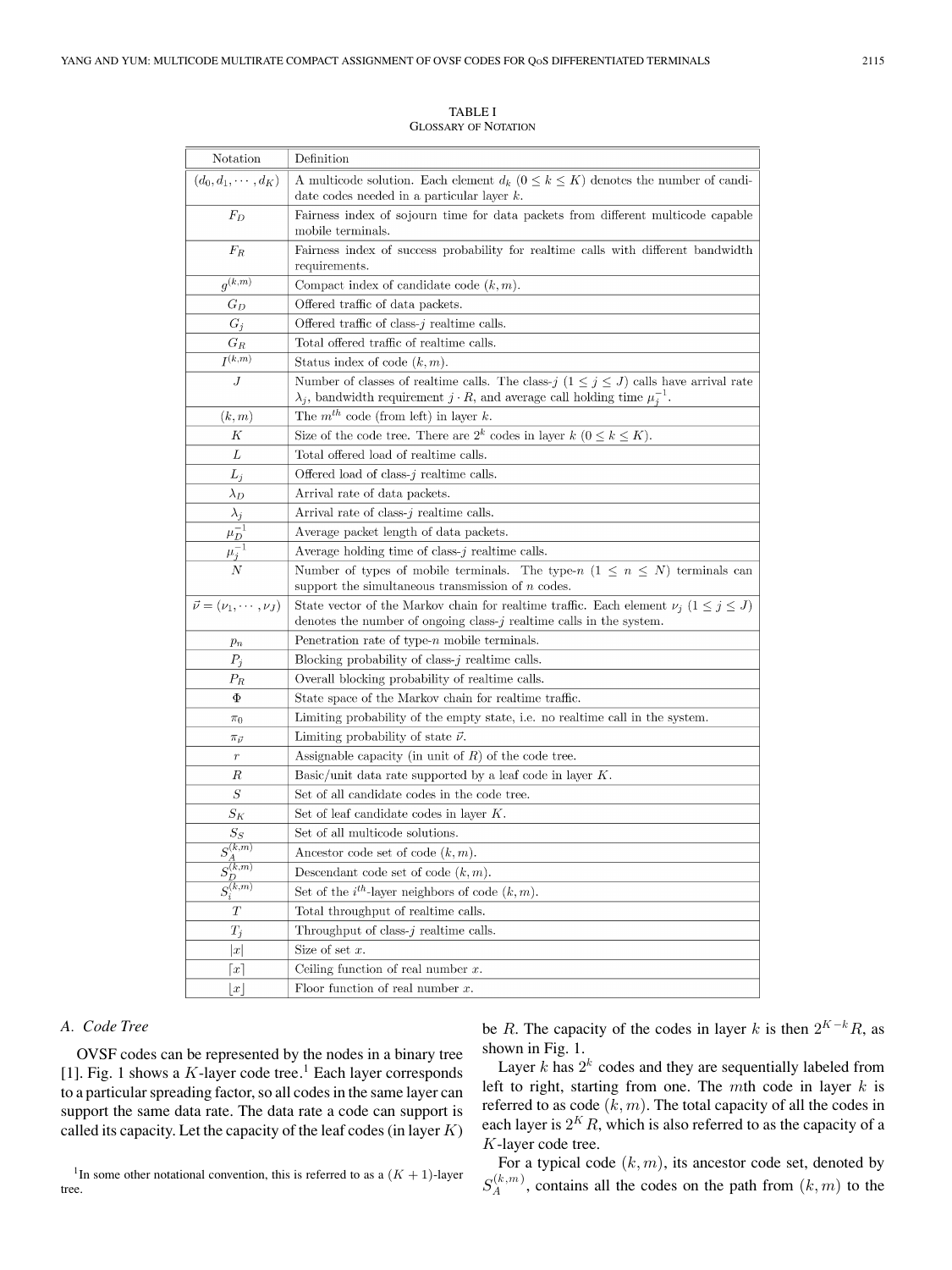TABLE I
GLOSSARY OF NOTATION

| Notation | Definition |
|---|---|
| $(d_0, d_1, \cdots, d_K)$ | A multicode solution. Each element $d_k$ $(0 \le k \le K)$ denotes the number of candidate codes needed in a particular layer $k$. |
| $F_D$ | Fairness index of sojourn time for data packets from different multicode capable mobile terminals. |
| $F_R$ | Fairness index of success probability for realtime calls with different bandwidth requirements. |
| $g^{(k,m)}$ | Compact index of candidate code $(k, m)$. |
| $G_D$ | Offered traffic of data packets. |
| $G_j$ | Offered traffic of class-$j$ realtime calls. |
| $G_R$ | Total offered traffic of realtime calls. |
| $I^{(k,m)}$ | Status index of code $(k, m)$. |
| $J$ | Number of classes of realtime calls. The class-$j$ $(1 \le j \le J)$ calls have arrival rate $\lambda_j$, bandwidth requirement $j \cdot R$, and average call holding time $\mu_j^{-1}$. |
| $(k, m)$ | The $m^{th}$ code (from left) in layer $k$. |
| $K$ | Size of the code tree. There are $2^k$ codes in layer $k$ $(0 \le k \le K)$. |
| $L$ | Total offered load of realtime calls. |
| $L_j$ | Offered load of class-$j$ realtime calls. |
| $\lambda_D$ | Arrival rate of data packets. |
| $\lambda_j$ | Arrival rate of class-$j$ realtime calls. |
| $\mu_D^{-1}$ | Average packet length of data packets. |
| $\mu_j^{-1}$ | Average holding time of class-$j$ realtime calls. |
| $N$ | Number of types of mobile terminals. The type-$n$ $(1 \le n \le N)$ terminals can support the simultaneous transmission of $n$ codes. |
| $\vec{\nu} = (\nu_1, \cdots, \nu_J)$ | State vector of the Markov chain for realtime traffic. Each element $\nu_j$ $(1 \le j \le J)$ denotes the number of ongoing class-$j$ realtime calls in the system. |
| $p_n$ | Penetration rate of type-$n$ mobile terminals. |
| $P_j$ | Blocking probability of class-$j$ realtime calls. |
| $P_R$ | Overall blocking probability of realtime calls. |
| $\Phi$ | State space of the Markov chain for realtime traffic. |
| $\pi_0$ | Limiting probability of the empty state, i.e. no realtime call in the system. |
| $\pi_{\vec{\nu}}$ | Limiting probability of state $\vec{\nu}$. |
| $r$ | Assignable capacity (in unit of $R$) of the code tree. |
| $R$ | Basic/unit data rate supported by a leaf code in layer $K$. |
| $S$ | Set of all candidate codes in the code tree. |
| $S_K$ | Set of leaf candidate codes in layer $K$. |
| $S_S$ | Set of all multicode solutions. |
| $S_A^{(k,m)}$ | Ancestor code set of code $(k, m)$. |
| $S_D^{(k,m)}$ | Descendant code set of code $(k, m)$. |
| $S_i^{(k,m)}$ | Set of the $i^{th}$-layer neighbors of code $(k, m)$. |
| $T$ | Total throughput of realtime calls. |
| $T_j$ | Throughput of class-$j$ realtime calls. |
| $\lvert x \rvert$ | Size of set $x$. |
| $\lceil x \rceil$ | Ceiling function of real number $x$. |
| $\lfloor x \rfloor$ | Floor function of real number $x$. |

### A. Code Tree

OVSF codes can be represented by the nodes in a binary tree [1]. Fig. 1 shows a $K$-layer code tree.[1] Each layer corresponds to a particular spreading factor, so all codes in the same layer can support the same data rate. The data rate a code can support is called its capacity. Let the capacity of the leaf codes (in layer $K$) be $R$. The capacity of the codes in layer $k$ is then $2^{K-k}R$, as shown in Fig. 1.

Layer $k$ has $2^k$ codes and they are sequentially labeled from left to right, starting from one. The $m$th code in layer $k$ is referred to as code $(k, m)$. The total capacity of all the codes in each layer is $2^K R$, which is also referred to as the capacity of a $K$-layer code tree.

For a typical code $(k, m)$, its ancestor code set, denoted by $S_A^{(k,m)}$, contains all the codes on the path from $(k, m)$ to the

[1] In some other notational convention, this is referred to as a $(K + 1)$-layer tree.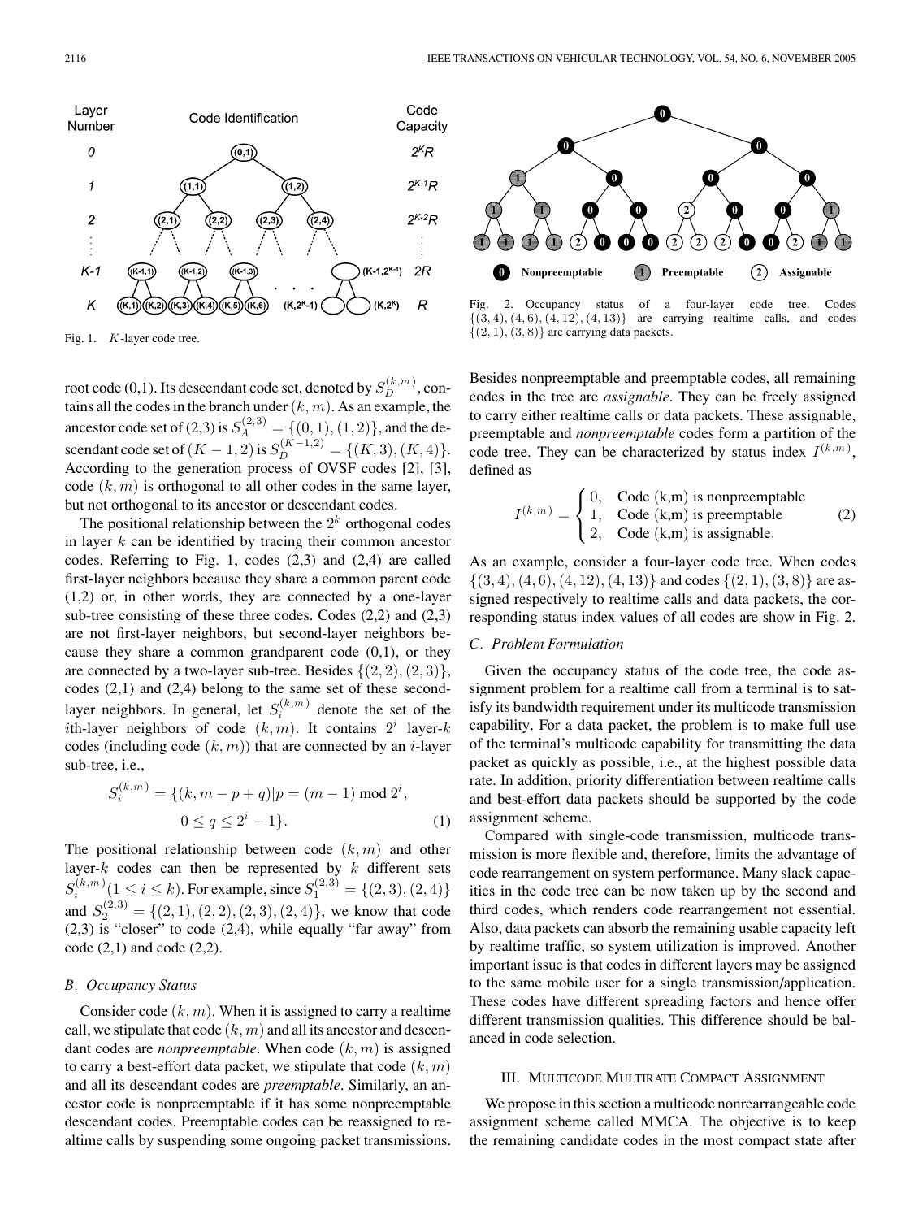Fig. 1. $K$-layer code tree.

root code (0,1). Its descendant code set, denoted by $S_D^{(k,m)}$, contains all the codes in the branch under $(k, m)$. As an example, the ancestor code set of (2,3) is $S_A^{(2,3)} = \{(0,1),(1,2)\}$, and the descendant code set of $(K-1, 2)$ is $S_D^{(K-1,2)} = \{(K,3),(K,4)\}$. According to the generation process of OVSF codes [2], [3], code $(k, m)$ is orthogonal to all other codes in the same layer, but not orthogonal to its ancestor or descendant codes.

The positional relationship between the $2^k$ orthogonal codes in layer $k$ can be identified by tracing their common ancestor codes. Referring to Fig. 1, codes (2,3) and (2,4) are called first-layer neighbors because they share a common parent code (1,2) or, in other words, they are connected by a one-layer sub-tree consisting of these three codes. Codes (2,2) and (2,3) are not first-layer neighbors, but second-layer neighbors because they share a common grandparent code (0,1), or they are connected by a two-layer sub-tree. Besides $\{(2,2),(2,3)\}$, codes (2,1) and (2,4) belong to the same set of these second-layer neighbors. In general, let $S_i^{(k,m)}$ denote the set of the $i$th-layer neighbors of code $(k, m)$. It contains $2^i$ layer-$k$ codes (including code $(k, m)$) that are connected by an $i$-layer sub-tree, i.e.,

$$S_i^{(k,m)} = \{(k, m - p + q) | p = (m-1) \bmod 2^i,\ 0 \leq q \leq 2^i - 1\}. \quad (1)$$

The positional relationship between code $(k, m)$ and other layer-$k$ codes can then be represented by $k$ different sets $S_i^{(k,m)} (1 \leq i \leq k)$. For example, since $S_1^{(2,3)} = \{(2,3),(2,4)\}$ and $S_2^{(2,3)} = \{(2,1),(2,2),(2,3),(2,4)\}$, we know that code (2,3) is "closer" to code (2,4), while equally "far away" from code (2,1) and code (2,2).

### B. Occupancy Status

Consider code $(k, m)$. When it is assigned to carry a realtime call, we stipulate that code $(k, m)$ and all its ancestor and descendant codes are *nonpreemptable*. When code $(k, m)$ is assigned to carry a best-effort data packet, we stipulate that code $(k, m)$ and all its descendant codes are *preemptable*. Similarly, an ancestor code is nonpreemptable if it has some nonpreemptable descendant codes. Preemptable codes can be reassigned to realtime calls by suspending some ongoing packet transmissions.

Fig. 2. Occupancy status of a four-layer code tree. Codes $\{(3,4),(4,6),(4,12),(4,13)\}$ are carrying realtime calls, and codes $\{(2,1),(3,8)\}$ are carrying data packets.

Besides nonpreemptable and preemptable codes, all remaining codes in the tree are *assignable*. They can be freely assigned to carry either realtime calls or data packets. These assignable, preemptable and *nonpreemptable* codes form a partition of the code tree. They can be characterized by status index $I^{(k,m)}$, defined as

$$I^{(k,m)} = \begin{cases} 0, & \text{Code (k,m) is nonpreemptable} \\ 1, & \text{Code (k,m) is preemptable} \\ 2, & \text{Code (k,m) is assignable.} \end{cases} \quad (2)$$

As an example, consider a four-layer code tree. When codes $\{(3,4),(4,6),(4,12),(4,13)\}$ and codes $\{(2,1),(3,8)\}$ are assigned respectively to realtime calls and data packets, the corresponding status index values of all codes are show in Fig. 2.

### C. Problem Formulation

Given the occupancy status of the code tree, the code assignment problem for a realtime call from a terminal is to satisfy its bandwidth requirement under its multicode transmission capability. For a data packet, the problem is to make full use of the terminal's multicode capability for transmitting the data packet as quickly as possible, i.e., at the highest possible data rate. In addition, priority differentiation between realtime calls and best-effort data packets should be supported by the code assignment scheme.

Compared with single-code transmission, multicode transmission is more flexible and, therefore, limits the advantage of code rearrangement on system performance. Many slack capacities in the code tree can be now taken up by the second and third codes, which renders code rearrangement not essential. Also, data packets can absorb the remaining usable capacity left by realtime traffic, so system utilization is improved. Another important issue is that codes in different layers may be assigned to the same mobile user for a single transmission/application. These codes have different spreading factors and hence offer different transmission qualities. This difference should be balanced in code selection.

## III. Multicode Multirate Compact Assignment

We propose in this section a multicode nonrearrangeable code assignment scheme called MMCA. The objective is to keep the remaining candidate codes in the most compact state after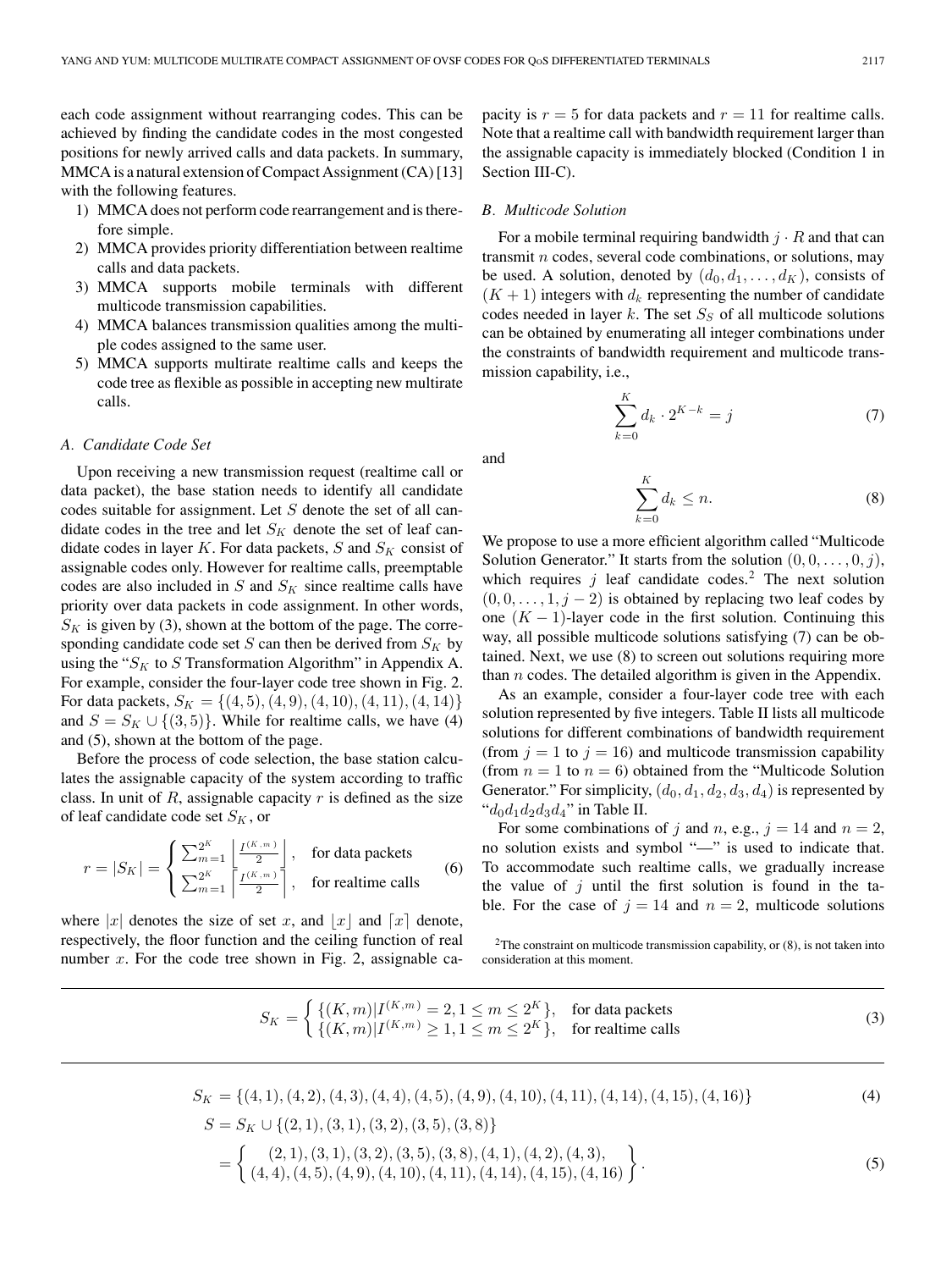each code assignment without rearranging codes. This can be achieved by finding the candidate codes in the most congested positions for newly arrived calls and data packets. In summary, MMCA is a natural extension of Compact Assignment (CA) [13] with the following features.

1) MMCA does not perform code rearrangement and is therefore simple.
2) MMCA provides priority differentiation between realtime calls and data packets.
3) MMCA supports mobile terminals with different multicode transmission capabilities.
4) MMCA balances transmission qualities among the multiple codes assigned to the same user.
5) MMCA supports multirate realtime calls and keeps the code tree as flexible as possible in accepting new multirate calls.

### A. Candidate Code Set

Upon receiving a new transmission request (realtime call or data packet), the base station needs to identify all candidate codes suitable for assignment. Let $S$ denote the set of all candidate codes in the tree and let $S_K$ denote the set of leaf candidate codes in layer $K$. For data packets, $S$ and $S_K$ consist of assignable codes only. However for realtime calls, preemptable codes are also included in $S$ and $S_K$ since realtime calls have priority over data packets in code assignment. In other words, $S_K$ is given by (3), shown at the bottom of the page. The corresponding candidate code set $S$ can then be derived from $S_K$ by using the "$S_K$ to $S$ Transformation Algorithm" in Appendix A. For example, consider the four-layer code tree shown in Fig. 2. For data packets, $S_K = \{(4,5),(4,9),(4,10),(4,11),(4,14)\}$ and $S = S_K \cup \{(3,5)\}$. While for realtime calls, we have (4) and (5), shown at the bottom of the page.

Before the process of code selection, the base station calculates the assignable capacity of the system according to traffic class. In unit of $R$, assignable capacity $r$ is defined as the size of leaf candidate code set $S_K$, or

$$r = |S_K| = \begin{cases} \sum_{m=1}^{2^K} \left\lfloor \frac{I^{(K,m)}}{2} \right\rfloor, & \text{for data packets} \\ \sum_{m=1}^{2^K} \left\lceil \frac{I^{(K,m)}}{2} \right\rceil, & \text{for realtime calls} \end{cases} \tag{6}$$

where $|x|$ denotes the size of set $x$, and $\lfloor x \rfloor$ and $\lceil x \rceil$ denote, respectively, the floor function and the ceiling function of real number $x$. For the code tree shown in Fig. 2, assignable capacity is $r = 5$ for data packets and $r = 11$ for realtime calls. Note that a realtime call with bandwidth requirement larger than the assignable capacity is immediately blocked (Condition 1 in Section III-C).

### B. Multicode Solution

For a mobile terminal requiring bandwidth $j \cdot R$ and that can transmit $n$ codes, several code combinations, or solutions, may be used. A solution, denoted by $(d_0, d_1, \ldots, d_K)$, consists of $(K+1)$ integers with $d_k$ representing the number of candidate codes needed in layer $k$. The set $S_S$ of all multicode solutions can be obtained by enumerating all integer combinations under the constraints of bandwidth requirement and multicode transmission capability, i.e.,

$$\sum_{k=0}^{K} d_k \cdot 2^{K-k} = j \tag{7}$$

and

$$\sum_{k=0}^{K} d_k \le n. \tag{8}$$

We propose to use a more efficient algorithm called "Multicode Solution Generator." It starts from the solution $(0,0,\ldots,0,j)$, which requires $j$ leaf candidate codes.[2] The next solution $(0,0,\ldots,1,j-2)$ is obtained by replacing two leaf codes by one $(K-1)$-layer code in the first solution. Continuing this way, all possible multicode solutions satisfying (7) can be obtained. Next, we use (8) to screen out solutions requiring more than $n$ codes. The detailed algorithm is given in the Appendix.

As an example, consider a four-layer code tree with each solution represented by five integers. Table II lists all multicode solutions for different combinations of bandwidth requirement (from $j = 1$ to $j = 16$) and multicode transmission capability (from $n = 1$ to $n = 6$) obtained from the "Multicode Solution Generator." For simplicity, $(d_0, d_1, d_2, d_3, d_4)$ is represented by "$d_0d_1d_2d_3d_4$" in Table II.

For some combinations of $j$ and $n$, e.g., $j = 14$ and $n = 2$, no solution exists and symbol "—" is used to indicate that. To accommodate such realtime calls, we gradually increase the value of $j$ until the first solution is found in the table. For the case of $j = 14$ and $n = 2$, multicode solutions

[2] The constraint on multicode transmission capability, or (8), is not taken into consideration at this moment.

$$S_K = \begin{cases} \{(K,m) | I^{(K,m)} = 2, 1 \le m \le 2^K\}, & \text{for data packets} \\ \{(K,m) | I^{(K,m)} \ge 1, 1 \le m \le 2^K\}, & \text{for realtime calls} \end{cases} \tag{3}$$

$$S_K = \{(4,1),(4,2),(4,3),(4,4),(4,5),(4,9),(4,10),(4,11),(4,14),(4,15),(4,16)\} \tag{4}$$

$$\begin{aligned} S &= S_K \cup \{(2,1),(3,1),(3,2),(3,5),(3,8)\} \\ &= \left\{ \begin{array}{c} (2,1),(3,1),(3,2),(3,5),(3,8),(4,1),(4,2),(4,3), \\ (4,4),(4,5),(4,9),(4,10),(4,11),(4,14),(4,15),(4,16) \end{array} \right\}. \end{aligned} \tag{5}$$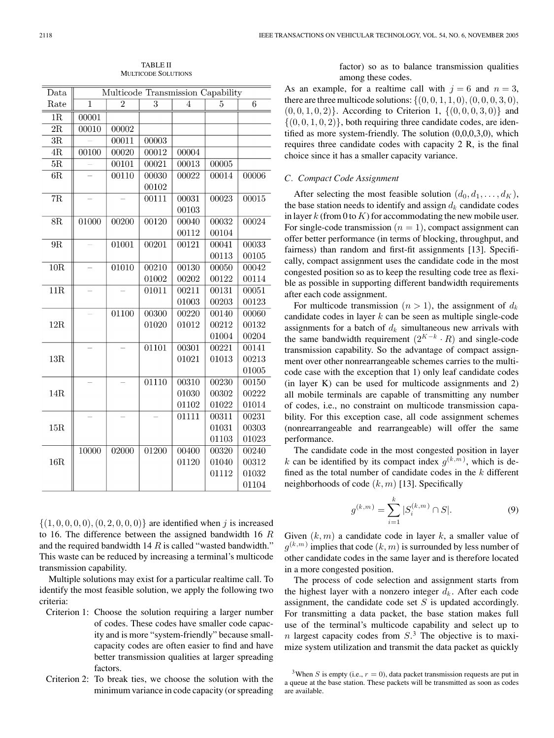TABLE II
MULTICODE SOLUTIONS

| Data Rate | Multicode Transmission Capability | | | | | |
|---|---|---|---|---|---|---|
| | 1 | 2 | 3 | 4 | 5 | 6 |
| 1R | 00001 | | | | | |
| 2R | 00010 | 00002 | | | | |
| 3R | – | 00011 | 00003 | | | |
| 4R | 00100 | 00020 | 00012 | 00004 | | |
| 5R | – | 00101 | 00021 | 00013 | 00005 | |
| 6R | – | 00110 | 00030 00102 | 00022 | 00014 | 00006 |
| 7R | – | – | 00111 | 00031 00103 | 00023 | 00015 |
| 8R | 01000 | 00200 | 00120 | 00040 00112 | 00032 00104 | 00024 |
| 9R | – | 01001 | 00201 | 00121 | 00041 00113 | 00033 00105 |
| 10R | – | 01010 | 00210 01002 | 00130 00202 | 00050 00122 | 00042 00114 |
| 11R | – | – | 01011 | 00211 01003 | 00131 00203 | 00051 00123 |
| 12R | – | 01100 | 00300 01020 | 00220 01012 | 00140 00212 01004 | 00060 00132 00204 |
| 13R | – | – | 01101 | 00301 01021 | 00221 01013 | 00141 00213 01005 |
| 14R | – | – | 01110 | 00310 01030 01102 | 00230 00302 01022 | 00150 00222 01014 |
| 15R | – | – | – | 01111 | 00311 01031 01103 | 00231 00303 01023 |
| 16R | 10000 | 02000 | 01200 | 00400 01120 | 00320 01040 01112 | 00240 00312 01032 01104 |

$\{(1, 0, 0, 0, 0), (0, 2, 0, 0, 0)\}$ are identified when $j$ is increased to 16. The difference between the assigned bandwidth 16 $R$ and the required bandwidth 14 $R$ is called "wasted bandwidth." This waste can be reduced by increasing a terminal's multicode transmission capability.

Multiple solutions may exist for a particular realtime call. To identify the most feasible solution, we apply the following two criteria:

Criterion 1: Choose the solution requiring a larger number of codes. These codes have smaller code capacity and is more "system-friendly" because small-capacity codes are often easier to find and have better transmission qualities at larger spreading factors.

Criterion 2: To break ties, we choose the solution with the minimum variance in code capacity (or spreading factor) so as to balance transmission qualities among these codes.

As an example, for a realtime call with $j = 6$ and $n = 3$, there are three multicode solutions: $\{(0, 0, 1, 1, 0), (0, 0, 0, 3, 0), (0, 0, 1, 0, 2)\}$. According to Criterion 1, $\{(0, 0, 0, 3, 0)\}$ and $\{(0, 0, 1, 0, 2)\}$, both requiring three candidate codes, are identified as more system-friendly. The solution (0,0,0,3,0), which requires three candidate codes with capacity 2 R, is the final choice since it has a smaller capacity variance.

### C. Compact Code Assignment

After selecting the most feasible solution $(d_0, d_1, \ldots, d_K)$, the base station needs to identify and assign $d_k$ candidate codes in layer $k$ (from 0 to $K$) for accommodating the new mobile user. For single-code transmission ($n = 1$), compact assignment can offer better performance (in terms of blocking, throughput, and fairness) than random and first-fit assignments [13]. Specifically, compact assignment uses the candidate code in the most congested position so as to keep the resulting code tree as flexible as possible in supporting different bandwidth requirements after each code assignment.

For multicode transmission ($n > 1$), the assignment of $d_k$ candidate codes in layer $k$ can be seen as multiple single-code assignments for a batch of $d_k$ simultaneous new arrivals with the same bandwidth requirement ($2^{K-k} \cdot R$) and single-code transmission capability. So the advantage of compact assignment over other nonrearrangeable schemes carries to the multicode case with the exception that 1) only leaf candidate codes (in layer K) can be used for multicode assignments and 2) all mobile terminals are capable of transmitting any number of codes, i.e., no constraint on multicode transmission capability. For this exception case, all code assignment schemes (nonrearrangeable and rearrangeable) will offer the same performance.

The candidate code in the most congested position in layer $k$ can be identified by its compact index $g^{(k,m)}$, which is defined as the total number of candidate codes in the $k$ different neighborhoods of code $(k, m)$ [13]. Specifically

$$g^{(k,m)} = \sum_{i=1}^{k} |S_i^{(k,m)} \cap S|. \tag{9}$$

Given $(k, m)$ a candidate code in layer $k$, a smaller value of $g^{(k,m)}$ implies that code $(k, m)$ is surrounded by less number of other candidate codes in the same layer and is therefore located in a more congested position.

The process of code selection and assignment starts from the highest layer with a nonzero integer $d_k$. After each code assignment, the candidate code set $S$ is updated accordingly. For transmitting a data packet, the base station makes full use of the terminal's multicode capability and select up to $n$ largest capacity codes from $S$.[3] The objective is to maximize system utilization and transmit the data packet as quickly

[3]When $S$ is empty (i.e., $r = 0$), data packet transmission requests are put in a queue at the base station. These packets will be transmitted as soon as codes are available.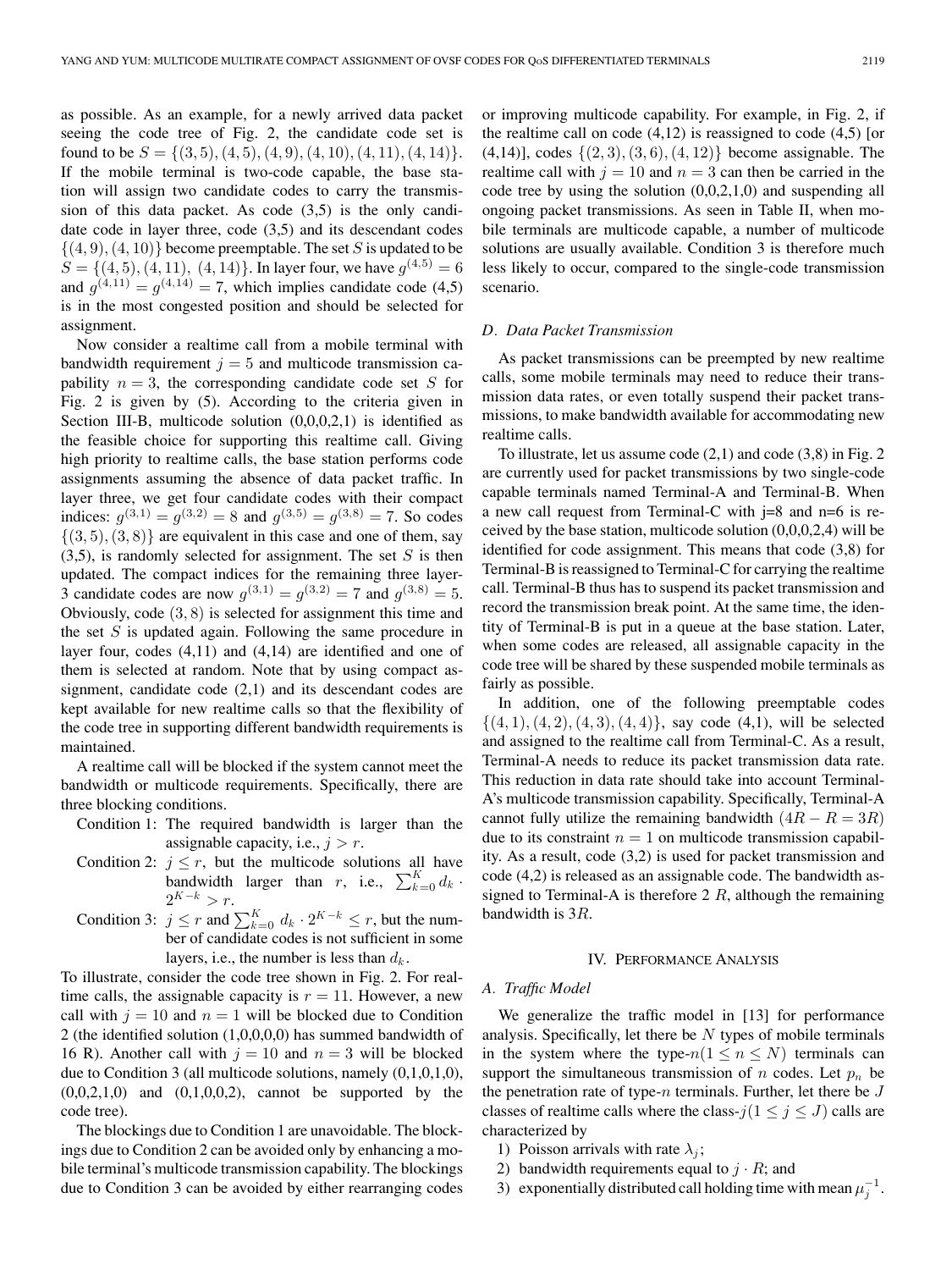as possible. As an example, for a newly arrived data packet seeing the code tree of Fig. 2, the candidate code set is found to be $S = \{(3,5), (4,5), (4,9), (4,10), (4,11), (4,14)\}$. If the mobile terminal is two-code capable, the base station will assign two candidate codes to carry the transmission of this data packet. As code (3,5) is the only candidate code in layer three, code (3,5) and its descendant codes $\{(4,9), (4,10)\}$ become preemptable. The set $S$ is updated to be $S = \{(4,5), (4,11), (4,14)\}$. In layer four, we have $g^{(4,5)} = 6$ and $g^{(4,11)} = g^{(4,14)} = 7$, which implies candidate code (4,5) is in the most congested position and should be selected for assignment.

Now consider a realtime call from a mobile terminal with bandwidth requirement $j = 5$ and multicode transmission capability $n = 3$, the corresponding candidate code set $S$ for Fig. 2 is given by (5). According to the criteria given in Section III-B, multicode solution (0,0,0,2,1) is identified as the feasible choice for supporting this realtime call. Giving high priority to realtime calls, the base station performs code assignments assuming the absence of data packet traffic. In layer three, we get four candidate codes with their compact indices: $g^{(3,1)} = g^{(3,2)} = 8$ and $g^{(3,5)} = g^{(3,8)} = 7$. So codes $\{(3,5), (3,8)\}$ are equivalent in this case and one of them, say (3,5), is randomly selected for assignment. The set $S$ is then updated. The compact indices for the remaining three layer-3 candidate codes are now $g^{(3,1)} = g^{(3,2)} = 7$ and $g^{(3,8)} = 5$. Obviously, code $(3,8)$ is selected for assignment this time and the set $S$ is updated again. Following the same procedure in layer four, codes (4,11) and (4,14) are identified and one of them is selected at random. Note that by using compact assignment, candidate code (2,1) and its descendant codes are kept available for new realtime calls so that the flexibility of the code tree in supporting different bandwidth requirements is maintained.

A realtime call will be blocked if the system cannot meet the bandwidth or multicode requirements. Specifically, there are three blocking conditions.

Condition 1: The required bandwidth is larger than the assignable capacity, i.e., $j > r$.

Condition 2: $j \leq r$, but the multicode solutions all have bandwidth larger than $r$, i.e., $\sum_{k=0}^{K} d_k \cdot 2^{K-k} > r$.

Condition 3: $j \leq r$ and $\sum_{k=0}^{K} d_k \cdot 2^{K-k} \leq r$, but the number of candidate codes is not sufficient in some layers, i.e., the number is less than $d_k$.

To illustrate, consider the code tree shown in Fig. 2. For realtime calls, the assignable capacity is $r = 11$. However, a new call with $j = 10$ and $n = 1$ will be blocked due to Condition 2 (the identified solution (1,0,0,0,0) has summed bandwidth of 16 R). Another call with $j = 10$ and $n = 3$ will be blocked due to Condition 3 (all multicode solutions, namely (0,1,0,1,0), (0,0,2,1,0) and (0,1,0,0,2), cannot be supported by the code tree).

The blockings due to Condition 1 are unavoidable. The blockings due to Condition 2 can be avoided only by enhancing a mobile terminal's multicode transmission capability. The blockings due to Condition 3 can be avoided by either rearranging codes or improving multicode capability. For example, in Fig. 2, if the realtime call on code (4,12) is reassigned to code (4,5) [or (4,14)], codes $\{(2,3), (3,6), (4,12)\}$ become assignable. The realtime call with $j = 10$ and $n = 3$ can then be carried in the code tree by using the solution (0,0,2,1,0) and suspending all ongoing packet transmissions. As seen in Table II, when mobile terminals are multicode capable, a number of multicode solutions are usually available. Condition 3 is therefore much less likely to occur, compared to the single-code transmission scenario.

### D. Data Packet Transmission

As packet transmissions can be preempted by new realtime calls, some mobile terminals may need to reduce their transmission data rates, or even totally suspend their packet transmissions, to make bandwidth available for accommodating new realtime calls.

To illustrate, let us assume code (2,1) and code (3,8) in Fig. 2 are currently used for packet transmissions by two single-code capable terminals named Terminal-A and Terminal-B. When a new call request from Terminal-C with j=8 and n=6 is received by the base station, multicode solution (0,0,0,2,4) will be identified for code assignment. This means that code (3,8) for Terminal-B is reassigned to Terminal-C for carrying the realtime call. Terminal-B thus has to suspend its packet transmission and record the transmission break point. At the same time, the identity of Terminal-B is put in a queue at the base station. Later, when some codes are released, all assignable capacity in the code tree will be shared by these suspended mobile terminals as fairly as possible.

In addition, one of the following preemptable codes $\{(4,1), (4,2), (4,3), (4,4)\}$, say code (4,1), will be selected and assigned to the realtime call from Terminal-C. As a result, Terminal-A needs to reduce its packet transmission data rate. This reduction in data rate should take into account Terminal-A's multicode transmission capability. Specifically, Terminal-A cannot fully utilize the remaining bandwidth $(4R - R = 3R)$ due to its constraint $n = 1$ on multicode transmission capability. As a result, code (3,2) is used for packet transmission and code (4,2) is released as an assignable code. The bandwidth assigned to Terminal-A is therefore 2 $R$, although the remaining bandwidth is $3R$.

## IV. Performance Analysis

### A. Traffic Model

We generalize the traffic model in [13] for performance analysis. Specifically, let there be $N$ types of mobile terminals in the system where the type-$n (1 \leq n \leq N)$ terminals can support the simultaneous transmission of $n$ codes. Let $p_n$ be the penetration rate of type-$n$ terminals. Further, let there be $J$ classes of realtime calls where the class-$j (1 \leq j \leq J)$ calls are characterized by

1) Poisson arrivals with rate $\lambda_j$;
2) bandwidth requirements equal to $j \cdot R$; and
3) exponentially distributed call holding time with mean $\mu_j^{-1}$.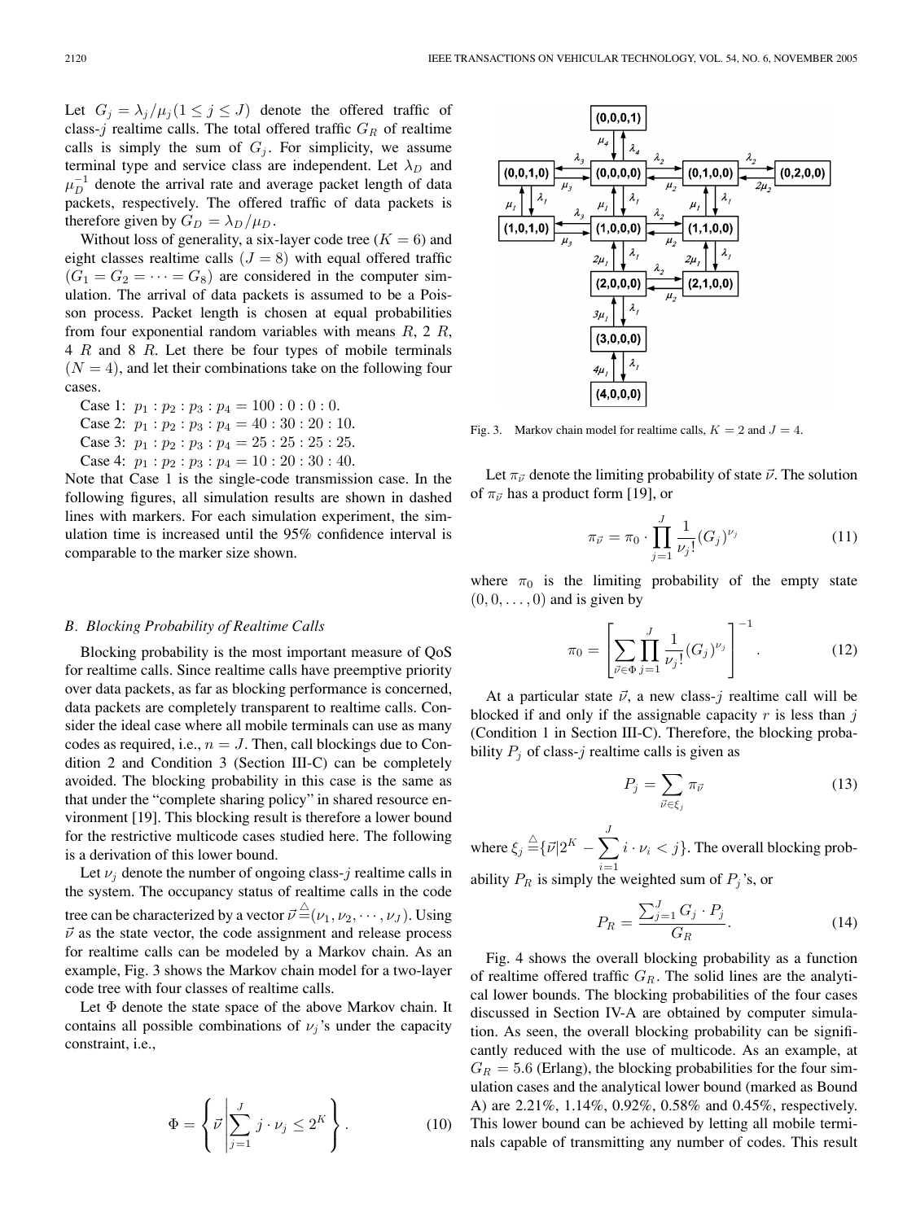Let $G_j = \lambda_j/\mu_j (1 \leq j \leq J)$ denote the offered traffic of class-$j$ realtime calls. The total offered traffic $G_R$ of realtime calls is simply the sum of $G_j$. For simplicity, we assume terminal type and service class are independent. Let $\lambda_D$ and $\mu_D^{-1}$ denote the arrival rate and average packet length of data packets, respectively. The offered traffic of data packets is therefore given by $G_D = \lambda_D/\mu_D$.

Without loss of generality, a six-layer code tree ($K = 6$) and eight classes realtime calls ($J = 8$) with equal offered traffic ($G_1 = G_2 = \cdots = G_8$) are considered in the computer simulation. The arrival of data packets is assumed to be a Poisson process. Packet length is chosen at equal probabilities from four exponential random variables with means $R$, 2 $R$, 4 $R$ and 8 $R$. Let there be four types of mobile terminals ($N = 4$), and let their combinations take on the following four cases.

Case 1: $p_1 : p_2 : p_3 : p_4 = 100 : 0 : 0 : 0$.
Case 2: $p_1 : p_2 : p_3 : p_4 = 40 : 30 : 20 : 10$.
Case 3: $p_1 : p_2 : p_3 : p_4 = 25 : 25 : 25 : 25$.
Case 4: $p_1 : p_2 : p_3 : p_4 = 10 : 20 : 30 : 40$.

Note that Case 1 is the single-code transmission case. In the following figures, all simulation results are shown in dashed lines with markers. For each simulation experiment, the simulation time is increased until the 95% confidence interval is comparable to the marker size shown.

### B. Blocking Probability of Realtime Calls

Blocking probability is the most important measure of QoS for realtime calls. Since realtime calls have preemptive priority over data packets, as far as blocking performance is concerned, data packets are completely transparent to realtime calls. Consider the ideal case where all mobile terminals can use as many codes as required, i.e., $n = J$. Then, call blockings due to Condition 2 and Condition 3 (Section III-C) can be completely avoided. The blocking probability in this case is the same as that under the "complete sharing policy" in shared resource environment [19]. This blocking result is therefore a lower bound for the restrictive multicode cases studied here. The following is a derivation of this lower bound.

Let $\nu_j$ denote the number of ongoing class-$j$ realtime calls in the system. The occupancy status of realtime calls in the code tree can be characterized by a vector $\vec{\nu} \triangleq (\nu_1, \nu_2, \cdots, \nu_J)$. Using $\vec{\nu}$ as the state vector, the code assignment and release process for realtime calls can be modeled by a Markov chain. As an example, Fig. 3 shows the Markov chain model for a two-layer code tree with four classes of realtime calls.

Let $\Phi$ denote the state space of the above Markov chain. It contains all possible combinations of $\nu_j$'s under the capacity constraint, i.e.,

$$\Phi = \left\{ \vec{\nu} \left| \sum_{j=1}^{J} j \cdot \nu_j \leq 2^K \right. \right\}. \tag{10}$$

Fig. 3. Markov chain model for realtime calls, $K = 2$ and $J = 4$.

Let $\pi_{\vec{\nu}}$ denote the limiting probability of state $\vec{\nu}$. The solution of $\pi_{\vec{\nu}}$ has a product form [19], or

$$\pi_{\vec{\nu}} = \pi_0 \cdot \prod_{j=1}^{J} \frac{1}{\nu_j!} (G_j)^{\nu_j} \tag{11}$$

where $\pi_0$ is the limiting probability of the empty state $(0, 0, \ldots, 0)$ and is given by

$$\pi_0 = \left[ \sum_{\vec{\nu} \in \Phi} \prod_{j=1}^{J} \frac{1}{\nu_j!} (G_j)^{\nu_j} \right]^{-1}. \tag{12}$$

At a particular state $\vec{\nu}$, a new class-$j$ realtime call will be blocked if and only if the assignable capacity $r$ is less than $j$ (Condition 1 in Section III-C). Therefore, the blocking probability $P_j$ of class-$j$ realtime calls is given as

$$P_j = \sum_{\vec{\nu} \in \xi_j} \pi_{\vec{\nu}} \tag{13}$$

where $\xi_j \triangleq \{\vec{\nu} | 2^K - \sum_{i=1}^{J} i \cdot \nu_i < j\}$. The overall blocking probability $P_R$ is simply the weighted sum of $P_j$'s, or

$$P_R = \frac{\sum_{j=1}^{J} G_j \cdot P_j}{G_R}. \tag{14}$$

Fig. 4 shows the overall blocking probability as a function of realtime offered traffic $G_R$. The solid lines are the analytical lower bounds. The blocking probabilities of the four cases discussed in Section IV-A are obtained by computer simulation. As seen, the overall blocking probability can be significantly reduced with the use of multicode. As an example, at $G_R = 5.6$ (Erlang), the blocking probabilities for the four simulation cases and the analytical lower bound (marked as Bound A) are 2.21%, 1.14%, 0.92%, 0.58% and 0.45%, respectively. This lower bound can be achieved by letting all mobile terminals capable of transmitting any number of codes. This result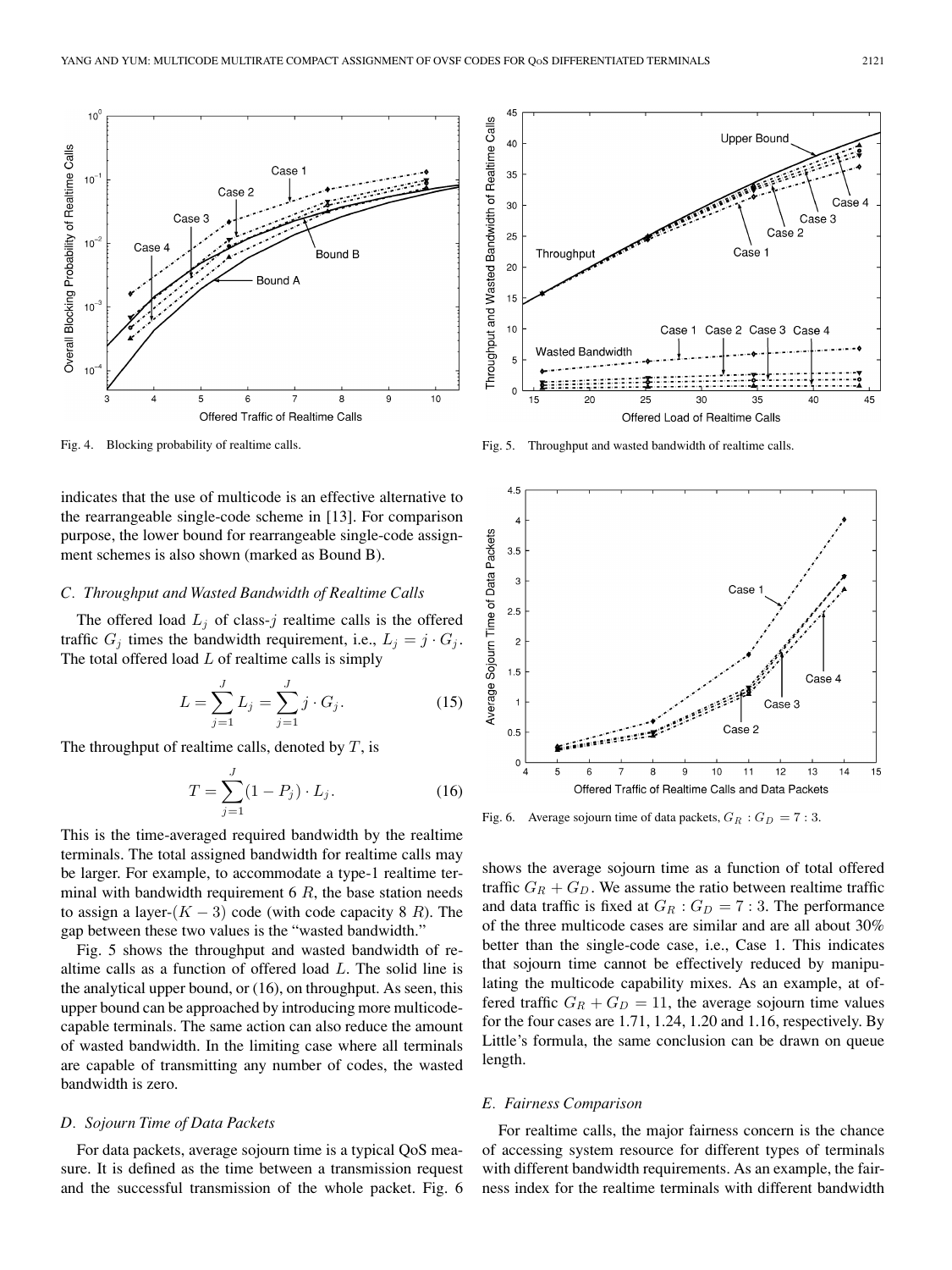Fig. 4. Blocking probability of realtime calls.

Fig. 5. Throughput and wasted bandwidth of realtime calls.

indicates that the use of multicode is an effective alternative to the rearrangeable single-code scheme in [13]. For comparison purpose, the lower bound for rearrangeable single-code assignment schemes is also shown (marked as Bound B).

### *C. Throughput and Wasted Bandwidth of Realtime Calls*

The offered load $L_j$ of class-$j$ realtime calls is the offered traffic $G_j$ times the bandwidth requirement, i.e., $L_j = j \cdot G_j$. The total offered load $L$ of realtime calls is simply

$$L = \sum_{j=1}^{J} L_j = \sum_{j=1}^{J} j \cdot G_j. \tag{15}$$

The throughput of realtime calls, denoted by $T$, is

$$T = \sum_{j=1}^{J} (1 - P_j) \cdot L_j. \tag{16}$$

This is the time-averaged required bandwidth by the realtime terminals. The total assigned bandwidth for realtime calls may be larger. For example, to accommodate a type-1 realtime terminal with bandwidth requirement 6 $R$, the base station needs to assign a layer-$(K-3)$ code (with code capacity 8 $R$). The gap between these two values is the "wasted bandwidth."

Fig. 5 shows the throughput and wasted bandwidth of realtime calls as a function of offered load $L$. The solid line is the analytical upper bound, or (16), on throughput. As seen, this upper bound can be approached by introducing more multicode-capable terminals. The same action can also reduce the amount of wasted bandwidth. In the limiting case where all terminals are capable of transmitting any number of codes, the wasted bandwidth is zero.

### *D. Sojourn Time of Data Packets*

For data packets, average sojourn time is a typical QoS measure. It is defined as the time between a transmission request and the successful transmission of the whole packet. Fig. 6 shows the average sojourn time as a function of total offered traffic $G_R + G_D$. We assume the ratio between realtime traffic and data traffic is fixed at $G_R : G_D = 7:3$. The performance of the three multicode cases are similar and are all about 30% better than the single-code case, i.e., Case 1. This indicates that sojourn time cannot be effectively reduced by manipulating the multicode capability mixes. As an example, at offered traffic $G_R + G_D = 11$, the average sojourn time values for the four cases are 1.71, 1.24, 1.20 and 1.16, respectively. By Little's formula, the same conclusion can be drawn on queue length.

Fig. 6. Average sojourn time of data packets, $G_R : G_D = 7:3$.

### *E. Fairness Comparison*

For realtime calls, the major fairness concern is the chance of accessing system resource for different types of terminals with different bandwidth requirements. As an example, the fairness index for the realtime terminals with different bandwidth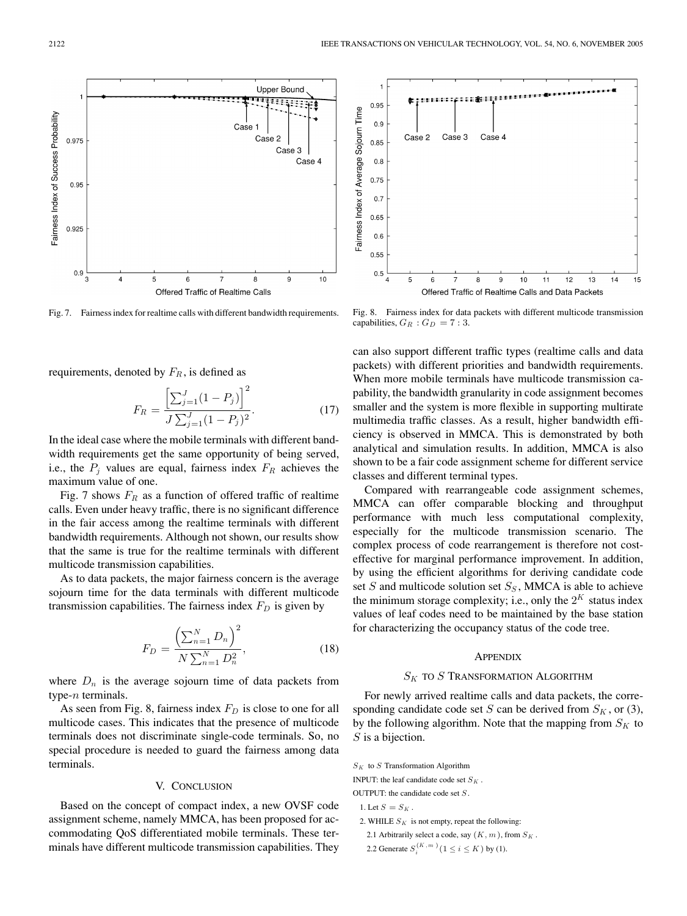Fig. 7. Fairness index for realtime calls with different bandwidth requirements.

Fig. 8. Fairness index for data packets with different multicode transmission capabilities, $G_R : G_D = 7 : 3$.

requirements, denoted by $F_R$, is defined as

$$F_R = \frac{\left[\sum_{j=1}^{J}(1 - P_j)\right]^2}{J\sum_{j=1}^{J}(1 - P_j)^2}. \tag{17}$$

In the ideal case where the mobile terminals with different bandwidth requirements get the same opportunity of being served, i.e., the $P_j$ values are equal, fairness index $F_R$ achieves the maximum value of one.

Fig. 7 shows $F_R$ as a function of offered traffic of realtime calls. Even under heavy traffic, there is no significant difference in the fair access among the realtime terminals with different bandwidth requirements. Although not shown, our results show that the same is true for the realtime terminals with different multicode transmission capabilities.

As to data packets, the major fairness concern is the average sojourn time for the data terminals with different multicode transmission capabilities. The fairness index $F_D$ is given by

$$F_D = \frac{\left(\sum_{n=1}^{N} D_n\right)^2}{N\sum_{n=1}^{N} D_n^2}, \tag{18}$$

where $D_n$ is the average sojourn time of data packets from type-$n$ terminals.

As seen from Fig. 8, fairness index $F_D$ is close to one for all multicode cases. This indicates that the presence of multicode terminals does not discriminate single-code terminals. So, no special procedure is needed to guard the fairness among data terminals.

## V. Conclusion

Based on the concept of compact index, a new OVSF code assignment scheme, namely MMCA, has been proposed for accommodating QoS differentiated mobile terminals. These terminals have different multicode transmission capabilities. They can also support different traffic types (realtime calls and data packets) with different priorities and bandwidth requirements. When more mobile terminals have multicode transmission capability, the bandwidth granularity in code assignment becomes smaller and the system is more flexible in supporting multirate multimedia traffic classes. As a result, higher bandwidth efficiency is observed in MMCA. This is demonstrated by both analytical and simulation results. In addition, MMCA is also shown to be a fair code assignment scheme for different service classes and different terminal types.

Compared with rearrangeable code assignment schemes, MMCA can offer comparable blocking and throughput performance with much less computational complexity, especially for the multicode transmission scenario. The complex process of code rearrangement is therefore not cost-effective for marginal performance improvement. In addition, by using the efficient algorithms for deriving candidate code set $S$ and multicode solution set $S_S$, MMCA is able to achieve the minimum storage complexity; i.e., only the $2^K$ status index values of leaf codes need to be maintained by the base station for characterizing the occupancy status of the code tree.

## Appendix

### $S_K$ to $S$ Transformation Algorithm

For newly arrived realtime calls and data packets, the corresponding candidate code set $S$ can be derived from $S_K$, or (3), by the following algorithm. Note that the mapping from $S_K$ to $S$ is a bijection.

$S_K$ to $S$ Transformation Algorithm

INPUT: the leaf candidate code set $S_K$.

OUTPUT: the candidate code set $S$.

1. Let $S = S_K$.
2. WHILE $S_K$ is not empty, repeat the following:
   - 2.1 Arbitrarily select a code, say $(K, m)$, from $S_K$.
   - 2.2 Generate $S_i^{(K,m)}$ $(1 \leq i \leq K)$ by (1).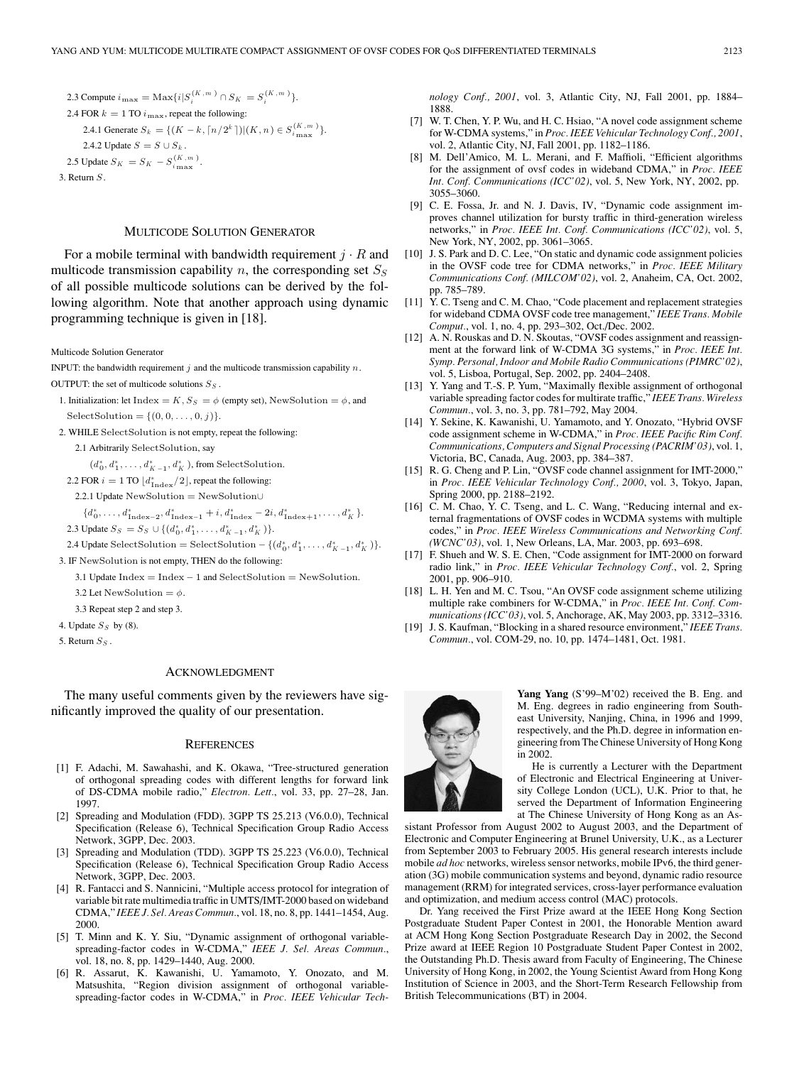2.3 Compute $i_{\max} = \text{Max}\{i | S_i^{(K,m)} \cap S_K = S_i^{(K,m)}\}$.

2.4 FOR $k = 1$ TO $i_{\max}$, repeat the following:

2.4.1 Generate $S_k = \{(K - k, \lceil n/2^k \rceil) | (K, n) \in S_{i_{\max}}^{(K,m)}\}$.

2.4.2 Update $S = S \cup S_k$.

2.5 Update $S_K = S_K - S_{i_{\max}}^{(K,m)}$.

3. Return $S$.

## Multicode Solution Generator

For a mobile terminal with bandwidth requirement $j \cdot R$ and multicode transmission capability $n$, the corresponding set $S_S$ of all possible multicode solutions can be derived by the following algorithm. Note that another approach using dynamic programming technique is given in [18].

Multicode Solution Generator

INPUT: the bandwidth requirement $j$ and the multicode transmission capability $n$.

OUTPUT: the set of multicode solutions $S_S$.

1. Initialization: let $\text{Index} = K$, $S_S = \phi$ (empty set), $\text{NewSolution} = \phi$, and $\text{SelectSolution} = \{(0, 0, \ldots, 0, j)\}$.
2. WHILE SelectSolution is not empty, repeat the following:

   2.1 Arbitrarily SelectSolution, say $(d_0^*, d_1^*, \ldots, d_{K-1}^*, d_K^*)$, from SelectSolution.

   2.2 FOR $i = 1$ TO $\lfloor d_{\text{Index}}^*/2 \rfloor$, repeat the following:

   2.2.1 Update $\text{NewSolution} = \text{NewSolution} \cup \{d_0^*, \ldots, d_{\text{Index}-2}^*, d_{\text{Index}-1}^* + i, d_{\text{Index}}^* - 2i, d_{\text{Index}+1}^*, \ldots, d_K^*\}$.

   2.3 Update $S_S = S_S \cup \{(d_0^*, d_1^*, \ldots, d_{K-1}^*, d_K^*)\}$.

   2.4 Update $\text{SelectSolution} = \text{SelectSolution} - \{(d_0^*, d_1^*, \ldots, d_{K-1}^*, d_K^*)\}$.
3. IF NewSolution is not empty, THEN do the following:

   3.1 Update $\text{Index} = \text{Index} - 1$ and $\text{SelectSolution} = \text{NewSolution}$.

   3.2 Let $\text{NewSolution} = \phi$.

   3.3 Repeat step 2 and step 3.
4. Update $S_S$ by (8).
5. Return $S_S$.

## Acknowledgment

The many useful comments given by the reviewers have significantly improved the quality of our presentation.

## References

[1] F. Adachi, M. Sawahashi, and K. Okawa, "Tree-structured generation of orthogonal spreading codes with different lengths for forward link of DS-CDMA mobile radio," *Electron. Lett.*, vol. 33, pp. 27–28, Jan. 1997.

[2] Spreading and Modulation (FDD). 3GPP TS 25.213 (V6.0.0), Technical Specification (Release 6), Technical Specification Group Radio Access Network, 3GPP, Dec. 2003.

[3] Spreading and Modulation (TDD). 3GPP TS 25.223 (V6.0.0), Technical Specification (Release 6), Technical Specification Group Radio Access Network, 3GPP, Dec. 2003.

[4] R. Fantacci and S. Nannicini, "Multiple access protocol for integration of variable bit rate multimedia traffic in UMTS/IMT-2000 based on wideband CDMA," *IEEE J. Sel. Areas Commun.*, vol. 18, no. 8, pp. 1441–1454, Aug. 2000.

[5] T. Minn and K. Y. Siu, "Dynamic assignment of orthogonal variable-spreading-factor codes in W-CDMA," *IEEE J. Sel. Areas Commun.*, vol. 18, no. 8, pp. 1429–1440, Aug. 2000.

[6] R. Assarut, K. Kawanishi, U. Yamamoto, Y. Onozato, and M. Matsushita, "Region division assignment of orthogonal variable-spreading-factor codes in W-CDMA," in *Proc. IEEE Vehicular Technology Conf., 2001*, vol. 3, Atlantic City, NJ, Fall 2001, pp. 1884–1888.

[7] W. T. Chen, Y. P. Wu, and H. C. Hsiao, "A novel code assignment scheme for W-CDMA systems," in *Proc. IEEE Vehicular Technology Conf., 2001*, vol. 2, Atlantic City, NJ, Fall 2001, pp. 1182–1186.

[8] M. Dell'Amico, M. L. Merani, and F. Maffioli, "Efficient algorithms for the assignment of ovsf codes in wideband CDMA," in *Proc. IEEE Int. Conf. Communications (ICC'02)*, vol. 5, New York, NY, 2002, pp. 3055–3060.

[9] C. E. Fossa, Jr. and N. J. Davis, IV, "Dynamic code assignment improves channel utilization for bursty traffic in third-generation wireless networks," in *Proc. IEEE Int. Conf. Communications (ICC'02)*, vol. 5, New York, NY, 2002, pp. 3061–3065.

[10] J. S. Park and D. C. Lee, "On static and dynamic code assignment policies in the OVSF code tree for CDMA networks," in *Proc. IEEE Military Communications Conf. (MILCOM'02)*, vol. 2, Anaheim, CA, Oct. 2002, pp. 785–789.

[11] Y. C. Tseng and C. M. Chao, "Code placement and replacement strategies for wideband CDMA OVSF code tree management," *IEEE Trans. Mobile Comput.*, vol. 1, no. 4, pp. 293–302, Oct./Dec. 2002.

[12] A. N. Rouskas and D. N. Skoutas, "OVSF codes assignment and reassignment at the forward link of W-CDMA 3G systems," in *Proc. IEEE Int. Symp. Personal, Indoor and Mobile Radio Communications (PIMRC'02)*, vol. 5, Lisboa, Portugal, Sep. 2002, pp. 2404–2408.

[13] Y. Yang and T.-S. P. Yum, "Maximally flexible assignment of orthogonal variable spreading factor codes for multirate traffic," *IEEE Trans. Wireless Commun.*, vol. 3, no. 3, pp. 781–792, May 2004.

[14] Y. Sekine, K. Kawanishi, U. Yamamoto, and Y. Onozato, "Hybrid OVSF code assignment scheme in W-CDMA," in *Proc. IEEE Pacific Rim Conf. Communications, Computers and Signal Processing (PACRIM'03)*, vol. 1, Victoria, BC, Canada, Aug. 2003, pp. 384–387.

[15] R. G. Cheng and P. Lin, "OVSF code channel assignment for IMT-2000," in *Proc. IEEE Vehicular Technology Conf., 2000*, vol. 3, Tokyo, Japan, Spring 2000, pp. 2188–2192.

[16] C. M. Chao, Y. C. Tseng, and L. C. Wang, "Reducing internal and external fragmentations of OVSF codes in WCDMA systems with multiple codes," in *Proc. IEEE Wireless Communications and Networking Conf. (WCNC'03)*, vol. 1, New Orleans, LA, Mar. 2003, pp. 693–698.

[17] F. Shueh and W. S. E. Chen, "Code assignment for IMT-2000 on forward radio link," in *Proc. IEEE Vehicular Technology Conf.*, vol. 2, Spring 2001, pp. 906–910.

[18] L. H. Yen and M. C. Tsou, "An OVSF code assignment scheme utilizing multiple rake combiners for W-CDMA," in *Proc. IEEE Int. Conf. Communications (ICC'03)*, vol. 5, Anchorage, AK, May 2003, pp. 3312–3316.

[19] J. S. Kaufman, "Blocking in a shared resource environment," *IEEE Trans. Commun.*, vol. COM-29, no. 10, pp. 1474–1481, Oct. 1981.

**Yang Yang** (S'99–M'02) received the B. Eng. and M. Eng. degrees in radio engineering from Southeast University, Nanjing, China, in 1996 and 1999, respectively, and the Ph.D. degree in information engineering from The Chinese University of Hong Kong in 2002.

He is currently a Lecturer with the Department of Electronic and Electrical Engineering at University College London (UCL), U.K. Prior to that, he served the Department of Information Engineering at The Chinese University of Hong Kong as an Assistant Professor from August 2002 to August 2003, and the Department of Electronic and Computer Engineering at Brunel University, U.K., as a Lecturer from September 2003 to February 2005. His general research interests include mobile *ad hoc* networks, wireless sensor networks, mobile IPv6, the third generation (3G) mobile communication systems and beyond, dynamic radio resource management (RRM) for integrated services, cross-layer performance evaluation and optimization, and medium access control (MAC) protocols.

Dr. Yang received the First Prize award at the IEEE Hong Kong Section Postgraduate Student Paper Contest in 2001, the Honorable Mention award at ACM Hong Kong Section Postgraduate Research Day in 2002, the Second Prize award at IEEE Region 10 Postgraduate Student Paper Contest in 2002, the Outstanding Ph.D. Thesis award from Faculty of Engineering, The Chinese University of Hong Kong, in 2002, the Young Scientist Award from Hong Kong Institution of Science in 2003, and the Short-Term Research Fellowship from British Telecommunications (BT) in 2004.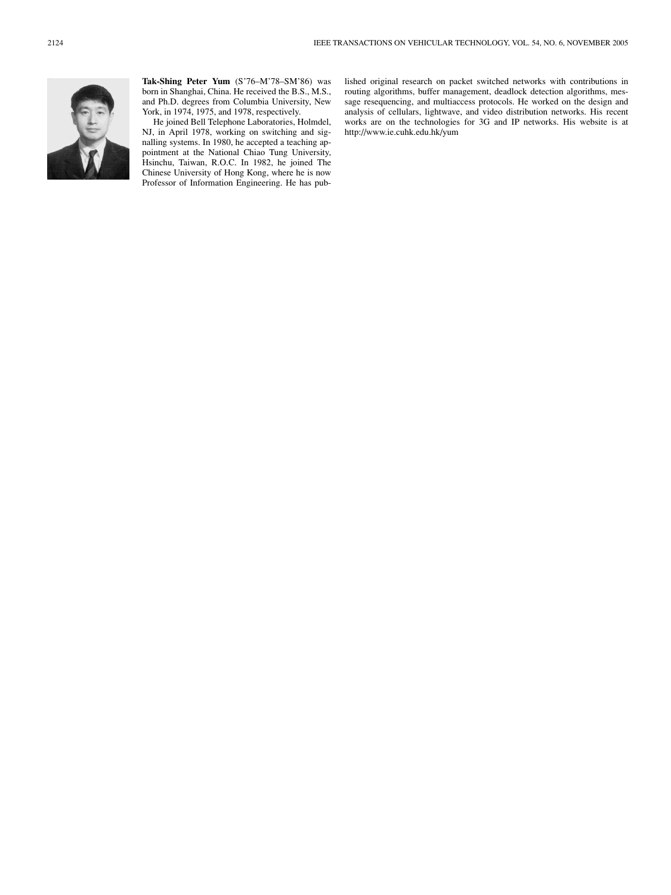**Tak-Shing Peter Yum** (S'76–M'78–SM'86) was born in Shanghai, China. He received the B.S., M.S., and Ph.D. degrees from Columbia University, New York, in 1974, 1975, and 1978, respectively.

He joined Bell Telephone Laboratories, Holmdel, NJ, in April 1978, working on switching and signalling systems. In 1980, he accepted a teaching appointment at the National Chiao Tung University, Hsinchu, Taiwan, R.O.C. In 1982, he joined The Chinese University of Hong Kong, where he is now Professor of Information Engineering. He has published original research on packet switched networks with contributions in routing algorithms, buffer management, deadlock detection algorithms, message resequencing, and multiaccess protocols. He worked on the design and analysis of cellulars, lightwave, and video distribution networks. His recent works are on the technologies for 3G and IP networks. His website is at http://www.ie.cuhk.edu.hk/yum